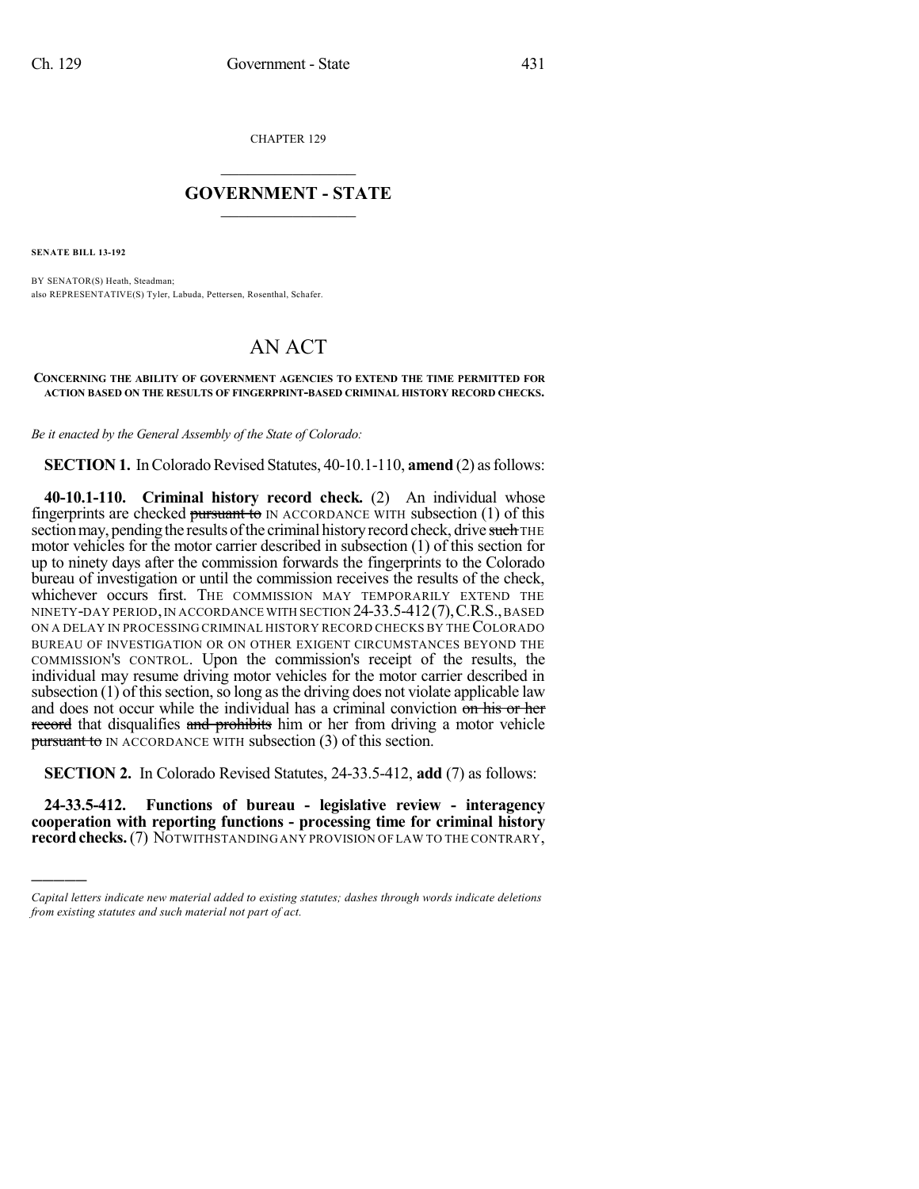CHAPTER 129

# GOVERNMENT - STATE

**SENATE BILL 13-192**

BY SENATOR(S) Heath, Steadman;
also REPRESENTATIVE(S) Tyler, Labuda, Pettersen, Rosenthal, Schafer.

# AN ACT

**CONCERNING THE ABILITY OF GOVERNMENT AGENCIES TO EXTEND THE TIME PERMITTED FOR ACTION BASED ON THE RESULTS OF FINGERPRINT-BASED CRIMINAL HISTORY RECORD CHECKS.**

*Be it enacted by the General Assembly of the State of Colorado:*

**SECTION 1.** In Colorado Revised Statutes, 40-10.1-110, **amend** (2) as follows:

**40-10.1-110. Criminal history record check.** (2) An individual whose fingerprints are checked ~~pursuant to~~ IN ACCORDANCE WITH subsection (1) of this section may, pending the results of the criminal history record check, drive ~~such~~ THE motor vehicles for the motor carrier described in subsection (1) of this section for up to ninety days after the commission forwards the fingerprints to the Colorado bureau of investigation or until the commission receives the results of the check, whichever occurs first. THE COMMISSION MAY TEMPORARILY EXTEND THE NINETY-DAY PERIOD, IN ACCORDANCE WITH SECTION 24-33.5-412 (7), C.R.S., BASED ON A DELAY IN PROCESSING CRIMINAL HISTORY RECORD CHECKS BY THE COLORADO BUREAU OF INVESTIGATION OR ON OTHER EXIGENT CIRCUMSTANCES BEYOND THE COMMISSION'S CONTROL. Upon the commission's receipt of the results, the individual may resume driving motor vehicles for the motor carrier described in subsection (1) of this section, so long as the driving does not violate applicable law and does not occur while the individual has a criminal conviction ~~on his or her record~~ that disqualifies ~~and prohibits~~ him or her from driving a motor vehicle ~~pursuant to~~ IN ACCORDANCE WITH subsection (3) of this section.

**SECTION 2.** In Colorado Revised Statutes, 24-33.5-412, **add** (7) as follows:

**24-33.5-412. Functions of bureau - legislative review - interagency cooperation with reporting functions - processing time for criminal history record checks.** (7) NOTWITHSTANDING ANY PROVISION OF LAW TO THE CONTRARY,

---

*Capital letters indicate new material added to existing statutes; dashes through words indicate deletions from existing statutes and such material not part of act.*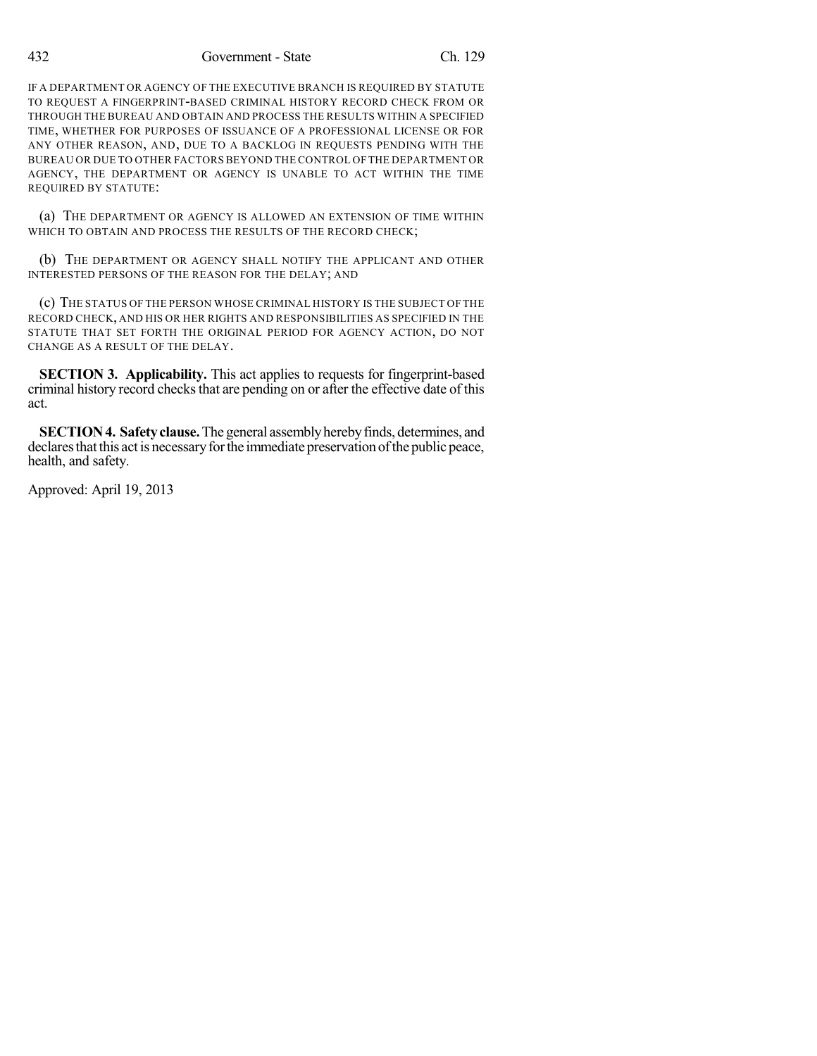IF A DEPARTMENT OR AGENCY OF THE EXECUTIVE BRANCH IS REQUIRED BY STATUTE TO REQUEST A FINGERPRINT-BASED CRIMINAL HISTORY RECORD CHECK FROM OR THROUGH THE BUREAU AND OBTAIN AND PROCESS THE RESULTS WITHIN A SPECIFIED TIME, WHETHER FOR PURPOSES OF ISSUANCE OF A PROFESSIONAL LICENSE OR FOR ANY OTHER REASON, AND, DUE TO A BACKLOG IN REQUESTS PENDING WITH THE BUREAU OR DUE TO OTHER FACTORS BEYOND THE CONTROL OF THE DEPARTMENT OR AGENCY, THE DEPARTMENT OR AGENCY IS UNABLE TO ACT WITHIN THE TIME REQUIRED BY STATUTE:

(a) THE DEPARTMENT OR AGENCY IS ALLOWED AN EXTENSION OF TIME WITHIN WHICH TO OBTAIN AND PROCESS THE RESULTS OF THE RECORD CHECK;

(b) THE DEPARTMENT OR AGENCY SHALL NOTIFY THE APPLICANT AND OTHER INTERESTED PERSONS OF THE REASON FOR THE DELAY; AND

(c) THE STATUS OF THE PERSON WHOSE CRIMINAL HISTORY IS THE SUBJECT OF THE RECORD CHECK, AND HIS OR HER RIGHTS AND RESPONSIBILITIES AS SPECIFIED IN THE STATUTE THAT SET FORTH THE ORIGINAL PERIOD FOR AGENCY ACTION, DO NOT CHANGE AS A RESULT OF THE DELAY.

**SECTION 3. Applicability.** This act applies to requests for fingerprint-based criminal history record checks that are pending on or after the effective date of this act.

**SECTION 4. Safety clause.** The general assembly hereby finds, determines, and declares that this act is necessary for the immediate preservation of the public peace, health, and safety.

Approved: April 19, 2013